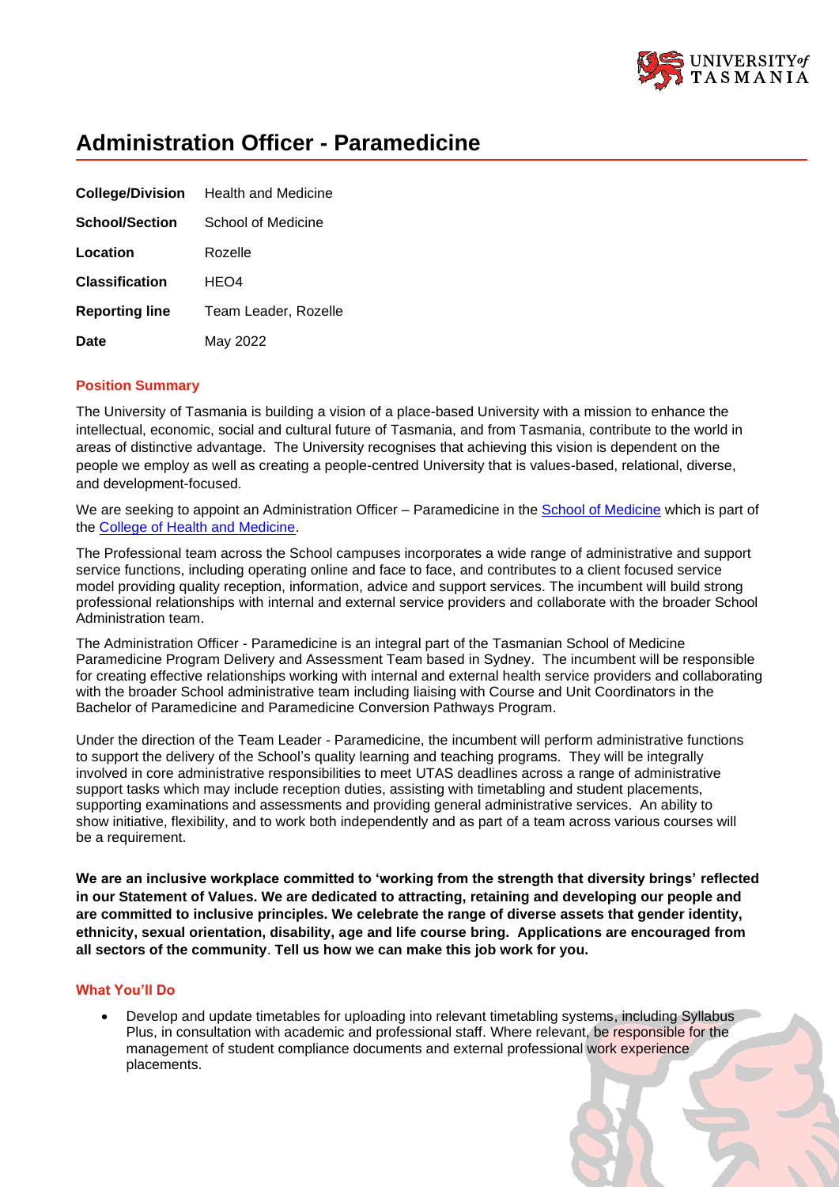# Administration Officer - Paramedicine

| | |
|---|---|
| **College/Division** | Health and Medicine |
| **School/Section** | School of Medicine |
| **Location** | Rozelle |
| **Classification** | HEO4 |
| **Reporting line** | Team Leader, Rozelle |
| **Date** | May 2022 |

## Position Summary

The University of Tasmania is building a vision of a place-based University with a mission to enhance the intellectual, economic, social and cultural future of Tasmania, and from Tasmania, contribute to the world in areas of distinctive advantage. The University recognises that achieving this vision is dependent on the people we employ as well as creating a people-centred University that is values-based, relational, diverse, and development-focused.

We are seeking to appoint an Administration Officer – Paramedicine in the School of Medicine which is part of the College of Health and Medicine.

The Professional team across the School campuses incorporates a wide range of administrative and support service functions, including operating online and face to face, and contributes to a client focused service model providing quality reception, information, advice and support services. The incumbent will build strong professional relationships with internal and external service providers and collaborate with the broader School Administration team.

The Administration Officer - Paramedicine is an integral part of the Tasmanian School of Medicine Paramedicine Program Delivery and Assessment Team based in Sydney. The incumbent will be responsible for creating effective relationships working with internal and external health service providers and collaborating with the broader School administrative team including liaising with Course and Unit Coordinators in the Bachelor of Paramedicine and Paramedicine Conversion Pathways Program.

Under the direction of the Team Leader - Paramedicine, the incumbent will perform administrative functions to support the delivery of the School's quality learning and teaching programs. They will be integrally involved in core administrative responsibilities to meet UTAS deadlines across a range of administrative support tasks which may include reception duties, assisting with timetabling and student placements, supporting examinations and assessments and providing general administrative services. An ability to show initiative, flexibility, and to work both independently and as part of a team across various courses will be a requirement.

**We are an inclusive workplace committed to 'working from the strength that diversity brings' reflected in our Statement of Values. We are dedicated to attracting, retaining and developing our people and are committed to inclusive principles. We celebrate the range of diverse assets that gender identity, ethnicity, sexual orientation, disability, age and life course bring. Applications are encouraged from all sectors of the community**. **Tell us how we can make this job work for you.**

## What You'll Do

- Develop and update timetables for uploading into relevant timetabling systems, including Syllabus Plus, in consultation with academic and professional staff. Where relevant, be responsible for the management of student compliance documents and external professional work experience placements.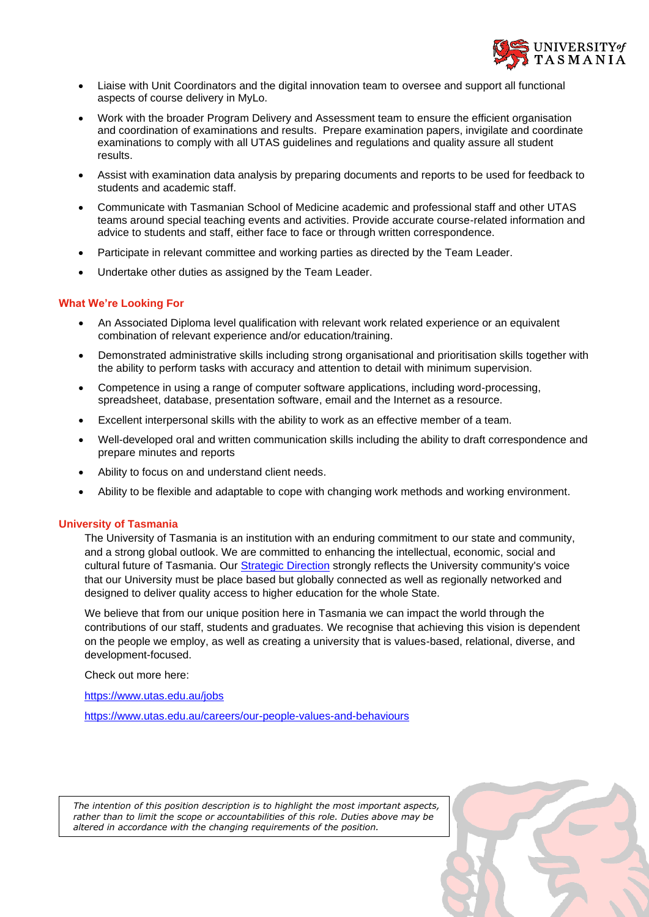- Liaise with Unit Coordinators and the digital innovation team to oversee and support all functional aspects of course delivery in MyLo.
- Work with the broader Program Delivery and Assessment team to ensure the efficient organisation and coordination of examinations and results. Prepare examination papers, invigilate and coordinate examinations to comply with all UTAS guidelines and regulations and quality assure all student results.
- Assist with examination data analysis by preparing documents and reports to be used for feedback to students and academic staff.
- Communicate with Tasmanian School of Medicine academic and professional staff and other UTAS teams around special teaching events and activities. Provide accurate course-related information and advice to students and staff, either face to face or through written correspondence.
- Participate in relevant committee and working parties as directed by the Team Leader.
- Undertake other duties as assigned by the Team Leader.

## What We're Looking For

- An Associated Diploma level qualification with relevant work related experience or an equivalent combination of relevant experience and/or education/training.
- Demonstrated administrative skills including strong organisational and prioritisation skills together with the ability to perform tasks with accuracy and attention to detail with minimum supervision.
- Competence in using a range of computer software applications, including word-processing, spreadsheet, database, presentation software, email and the Internet as a resource.
- Excellent interpersonal skills with the ability to work as an effective member of a team.
- Well-developed oral and written communication skills including the ability to draft correspondence and prepare minutes and reports
- Ability to focus on and understand client needs.
- Ability to be flexible and adaptable to cope with changing work methods and working environment.

## University of Tasmania

The University of Tasmania is an institution with an enduring commitment to our state and community, and a strong global outlook. We are committed to enhancing the intellectual, economic, social and cultural future of Tasmania. Our [Strategic Direction] strongly reflects the University community's voice that our University must be place based but globally connected as well as regionally networked and designed to deliver quality access to higher education for the whole State.

We believe that from our unique position here in Tasmania we can impact the world through the contributions of our staff, students and graduates. We recognise that achieving this vision is dependent on the people we employ, as well as creating a university that is values-based, relational, diverse, and development-focused.

Check out more here:

https://www.utas.edu.au/jobs

https://www.utas.edu.au/careers/our-people-values-and-behaviours

*The intention of this position description is to highlight the most important aspects, rather than to limit the scope or accountabilities of this role. Duties above may be altered in accordance with the changing requirements of the position.*